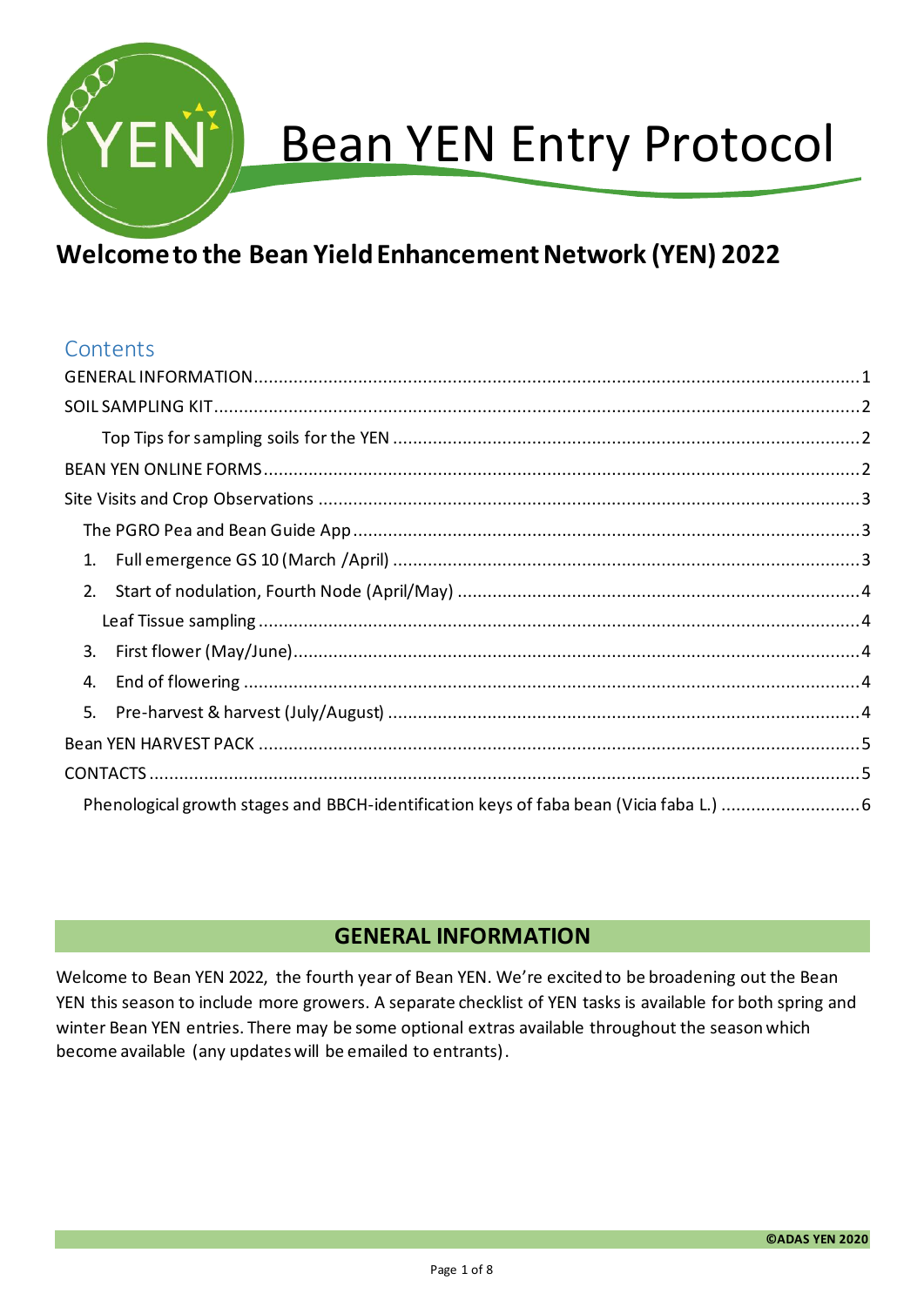# Bean YEN Entry Protocol

## Welcome to the Bean Yield Enhancement Network (YEN) 2022

### Contents

- GENERAL INFORMATION ........ 1
- SOIL SAMPLING KIT ........ 2
  - Top Tips for sampling soils for the YEN ........ 2
- BEAN YEN ONLINE FORMS ........ 2
- Site Visits and Crop Observations ........ 3
  - The PGRO Pea and Bean Guide App ........ 3
  - 1. Full emergence GS 10 (March /April) ........ 3
  - 2. Start of nodulation, Fourth Node (April/May) ........ 4
    - Leaf Tissue sampling ........ 4
  - 3. First flower (May/June) ........ 4
  - 4. End of flowering ........ 4
  - 5. Pre-harvest & harvest (July/August) ........ 4
- Bean YEN HARVEST PACK ........ 5
- CONTACTS ........ 5
  - Phenological growth stages and BBCH-identification keys of faba bean (Vicia faba L.) ........ 6

## GENERAL INFORMATION

Welcome to Bean YEN 2022, the fourth year of Bean YEN. We're excited to be broadening out the Bean YEN this season to include more growers. A separate checklist of YEN tasks is available for both spring and winter Bean YEN entries. There may be some optional extras available throughout the season which become available (any updates will be emailed to entrants).

©ADAS YEN 2020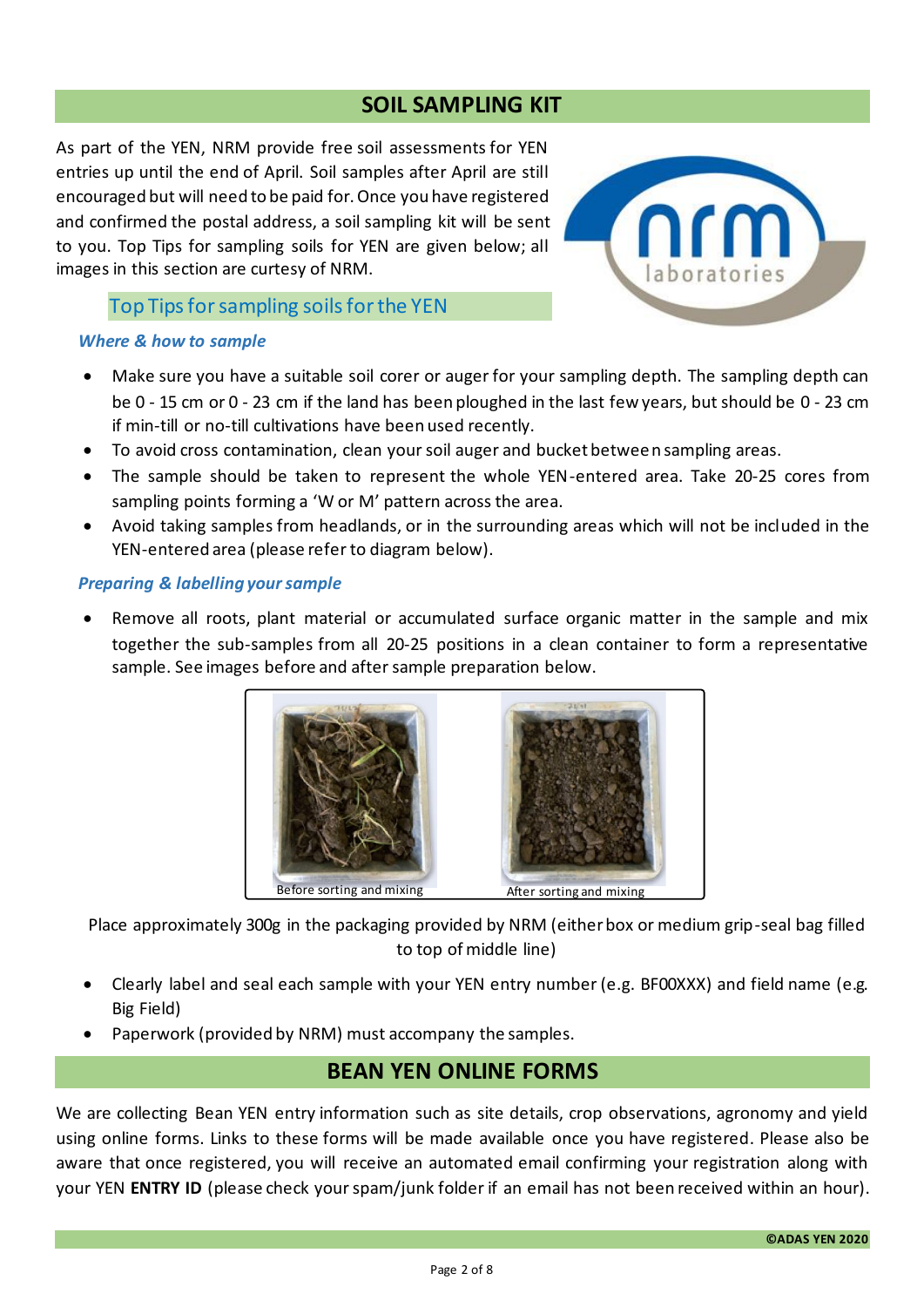## SOIL SAMPLING KIT

As part of the YEN, NRM provide free soil assessments for YEN entries up until the end of April. Soil samples after April are still encouraged but will need to be paid for. Once you have registered and confirmed the postal address, a soil sampling kit will be sent to you. Top Tips for sampling soils for YEN are given below; all images in this section are curtesy of NRM.

### Top Tips for sampling soils for the YEN

#### *Where & how to sample*

- Make sure you have a suitable soil corer or auger for your sampling depth. The sampling depth can be 0 - 15 cm or 0 - 23 cm if the land has been ploughed in the last few years, but should be 0 - 23 cm if min-till or no-till cultivations have been used recently.
- To avoid cross contamination, clean your soil auger and bucket between sampling areas.
- The sample should be taken to represent the whole YEN-entered area. Take 20-25 cores from sampling points forming a 'W or M' pattern across the area.
- Avoid taking samples from headlands, or in the surrounding areas which will not be included in the YEN-entered area (please refer to diagram below).

#### *Preparing & labelling your sample*

- Remove all roots, plant material or accumulated surface organic matter in the sample and mix together the sub-samples from all 20-25 positions in a clean container to form a representative sample. See images before and after sample preparation below.

Before sorting and mixing

After sorting and mixing

Place approximately 300g in the packaging provided by NRM (either box or medium grip-seal bag filled to top of middle line)

- Clearly label and seal each sample with your YEN entry number (e.g. BF00XXX) and field name (e.g. Big Field)
- Paperwork (provided by NRM) must accompany the samples.

## BEAN YEN ONLINE FORMS

We are collecting Bean YEN entry information such as site details, crop observations, agronomy and yield using online forms. Links to these forms will be made available once you have registered. Please also be aware that once registered, you will receive an automated email confirming your registration along with your YEN **ENTRY ID** (please check your spam/junk folder if an email has not been received within an hour).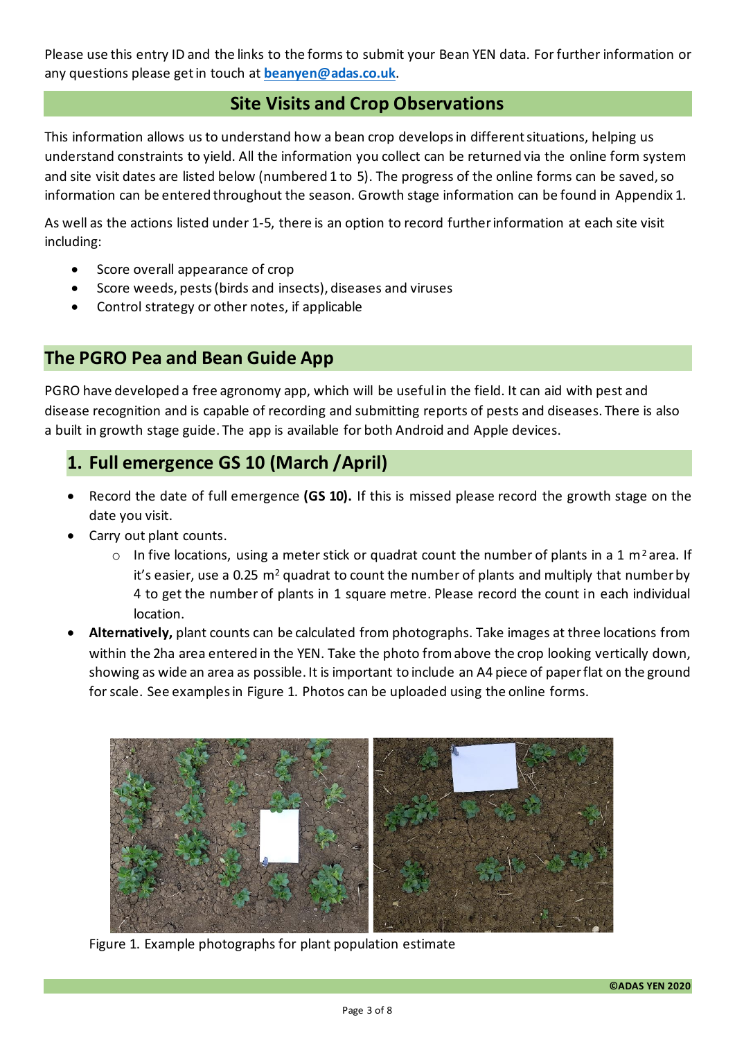Please use this entry ID and the links to the forms to submit your Bean YEN data. For further information or any questions please get in touch at **beanyen@adas.co.uk**.

## Site Visits and Crop Observations

This information allows us to understand how a bean crop develops in different situations, helping us understand constraints to yield. All the information you collect can be returned via the online form system and site visit dates are listed below (numbered 1 to 5). The progress of the online forms can be saved, so information can be entered throughout the season. Growth stage information can be found in Appendix 1.

As well as the actions listed under 1-5, there is an option to record further information at each site visit including:

- Score overall appearance of crop
- Score weeds, pests (birds and insects), diseases and viruses
- Control strategy or other notes, if applicable

## The PGRO Pea and Bean Guide App

PGRO have developed a free agronomy app, which will be useful in the field. It can aid with pest and disease recognition and is capable of recording and submitting reports of pests and diseases. There is also a built in growth stage guide. The app is available for both Android and Apple devices.

## 1. Full emergence GS 10 (March /April)

- Record the date of full emergence **(GS 10).** If this is missed please record the growth stage on the date you visit.
- Carry out plant counts.
  - In five locations, using a meter stick or quadrat count the number of plants in a 1 $m^2$ area. If it's easier, use a 0.25 $m^2$ quadrat to count the number of plants and multiply that number by 4 to get the number of plants in 1 square metre. Please record the count in each individual location.
- **Alternatively,** plant counts can be calculated from photographs. Take images at three locations from within the 2ha area entered in the YEN. Take the photo from above the crop looking vertically down, showing as wide an area as possible. It is important to include an A4 piece of paper flat on the ground for scale. See examples in Figure 1. Photos can be uploaded using the online forms.

Figure 1. Example photographs for plant population estimate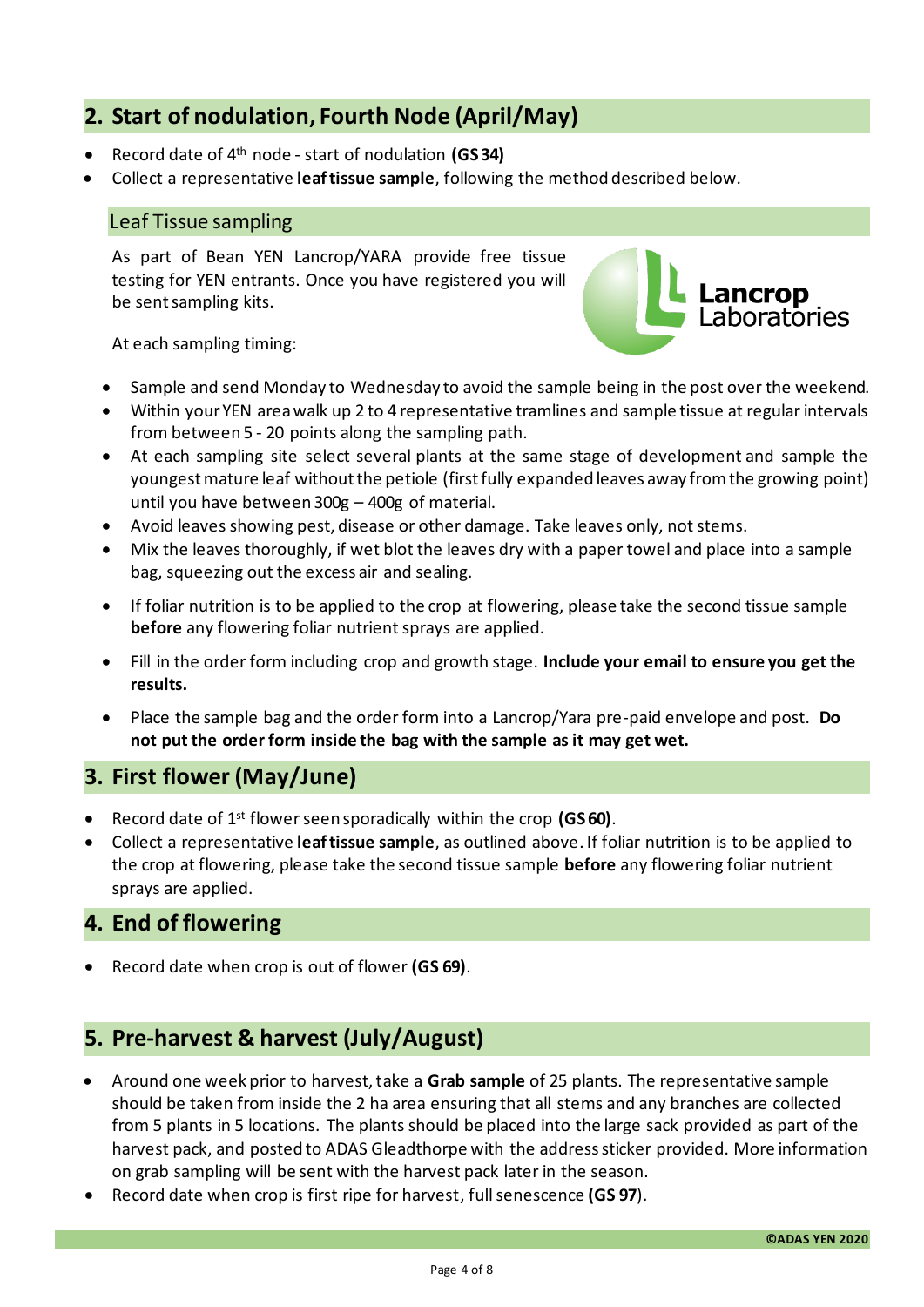## 2. Start of nodulation, Fourth Node (April/May)

- Record date of 4th node - start of nodulation **(GS 34)**
- Collect a representative **leaf tissue sample**, following the method described below.

### Leaf Tissue sampling

As part of Bean YEN Lancrop/YARA provide free tissue testing for YEN entrants. Once you have registered you will be sent sampling kits.

At each sampling timing:

- Sample and send Monday to Wednesday to avoid the sample being in the post over the weekend.
- Within your YEN area walk up 2 to 4 representative tramlines and sample tissue at regular intervals from between 5 - 20 points along the sampling path.
- At each sampling site select several plants at the same stage of development and sample the youngest mature leaf without the petiole (first fully expanded leaves away from the growing point) until you have between 300g – 400g of material.
- Avoid leaves showing pest, disease or other damage. Take leaves only, not stems.
- Mix the leaves thoroughly, if wet blot the leaves dry with a paper towel and place into a sample bag, squeezing out the excess air and sealing.
- If foliar nutrition is to be applied to the crop at flowering, please take the second tissue sample **before** any flowering foliar nutrient sprays are applied.
- Fill in the order form including crop and growth stage. **Include your email to ensure you get the results.**
- Place the sample bag and the order form into a Lancrop/Yara pre-paid envelope and post. **Do not put the order form inside the bag with the sample as it may get wet.**

## 3. First flower (May/June)

- Record date of 1st flower seen sporadically within the crop **(GS 60)**.
- Collect a representative **leaf tissue sample**, as outlined above. If foliar nutrition is to be applied to the crop at flowering, please take the second tissue sample **before** any flowering foliar nutrient sprays are applied.

## 4. End of flowering

- Record date when crop is out of flower **(GS 69)**.

## 5. Pre-harvest & harvest (July/August)

- Around one week prior to harvest, take a **Grab sample** of 25 plants. The representative sample should be taken from inside the 2 ha area ensuring that all stems and any branches are collected from 5 plants in 5 locations. The plants should be placed into the large sack provided as part of the harvest pack, and posted to ADAS Gleadthorpe with the address sticker provided. More information on grab sampling will be sent with the harvest pack later in the season.
- Record date when crop is first ripe for harvest, full senescence **(GS 97)**.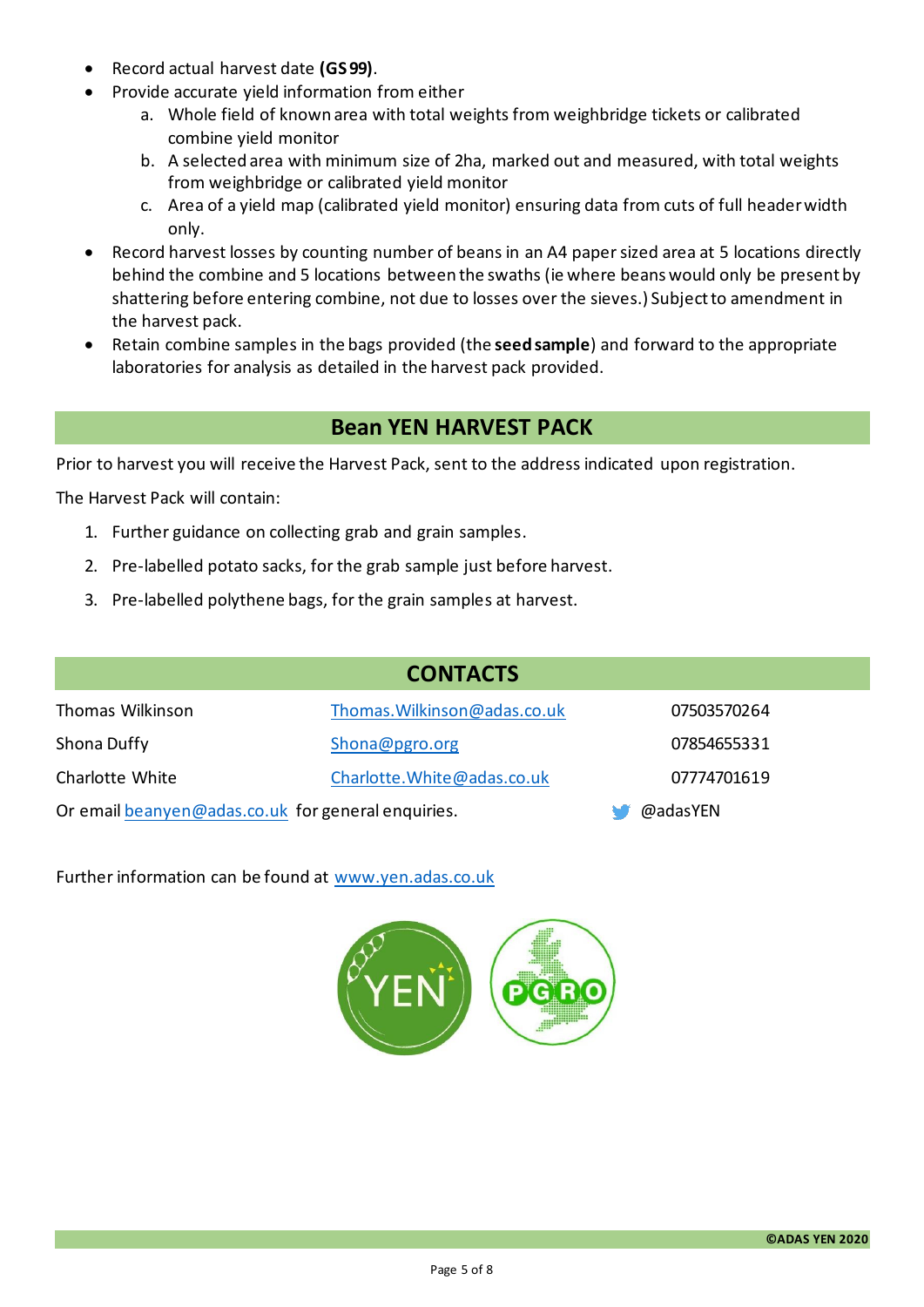- Record actual harvest date **(GS 99)**.
- Provide accurate yield information from either
    a. Whole field of known area with total weights from weighbridge tickets or calibrated combine yield monitor
    b. A selected area with minimum size of 2ha, marked out and measured, with total weights from weighbridge or calibrated yield monitor
    c. Area of a yield map (calibrated yield monitor) ensuring data from cuts of full header width only.
- Record harvest losses by counting number of beans in an A4 paper sized area at 5 locations directly behind the combine and 5 locations between the swaths (ie where beans would only be present by shattering before entering combine, not due to losses over the sieves.) Subject to amendment in the harvest pack.
- Retain combine samples in the bags provided (the **seed sample**) and forward to the appropriate laboratories for analysis as detailed in the harvest pack provided.

## Bean YEN HARVEST PACK

Prior to harvest you will receive the Harvest Pack, sent to the address indicated upon registration.

The Harvest Pack will contain:

1. Further guidance on collecting grab and grain samples.
2. Pre-labelled potato sacks, for the grab sample just before harvest.
3. Pre-labelled polythene bags, for the grain samples at harvest.

## CONTACTS

| | | |
|---|---|---|
| Thomas Wilkinson | Thomas.Wilkinson@adas.co.uk | 07503570264 |
| Shona Duffy | Shona@pgro.org | 07854655331 |
| Charlotte White | Charlotte.White@adas.co.uk | 07774701619 |

Or email beanyen@adas.co.uk for general enquiries. @adasYEN

Further information can be found at www.yen.adas.co.uk

©ADAS YEN 2020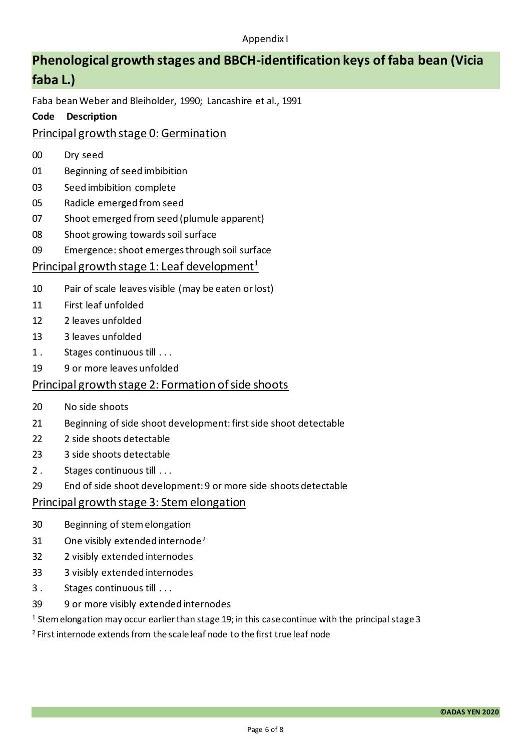Appendix I

# Phenological growth stages and BBCH-identification keys of faba bean (Vicia faba L.)

Faba bean Weber and Bleiholder, 1990; Lancashire et al., 1991

**Code Description**

## Principal growth stage 0: Germination

| Code | Description |
|---|---|
| 00 | Dry seed |
| 01 | Beginning of seed imbibition |
| 03 | Seed imbibition complete |
| 05 | Radicle emerged from seed |
| 07 | Shoot emerged from seed (plumule apparent) |
| 08 | Shoot growing towards soil surface |
| 09 | Emergence: shoot emerges through soil surface |

## Principal growth stage 1: Leaf development[1]

| Code | Description |
|---|---|
| 10 | Pair of scale leaves visible (may be eaten or lost) |
| 11 | First leaf unfolded |
| 12 | 2 leaves unfolded |
| 13 | 3 leaves unfolded |
| 1 . | Stages continuous till . . . |
| 19 | 9 or more leaves unfolded |

## Principal growth stage 2: Formation of side shoots

| Code | Description |
|---|---|
| 20 | No side shoots |
| 21 | Beginning of side shoot development: first side shoot detectable |
| 22 | 2 side shoots detectable |
| 23 | 3 side shoots detectable |
| 2 . | Stages continuous till . . . |
| 29 | End of side shoot development: 9 or more side shoots detectable |

## Principal growth stage 3: Stem elongation

| Code | Description |
|---|---|
| 30 | Beginning of stem elongation |
| 31 | One visibly extended internode[2] |
| 32 | 2 visibly extended internodes |
| 33 | 3 visibly extended internodes |
| 3 . | Stages continuous till . . . |
| 39 | 9 or more visibly extended internodes |

[1] Stem elongation may occur earlier than stage 19; in this case continue with the principal stage 3

[2] First internode extends from the scale leaf node to the first true leaf node

©ADAS YEN 2020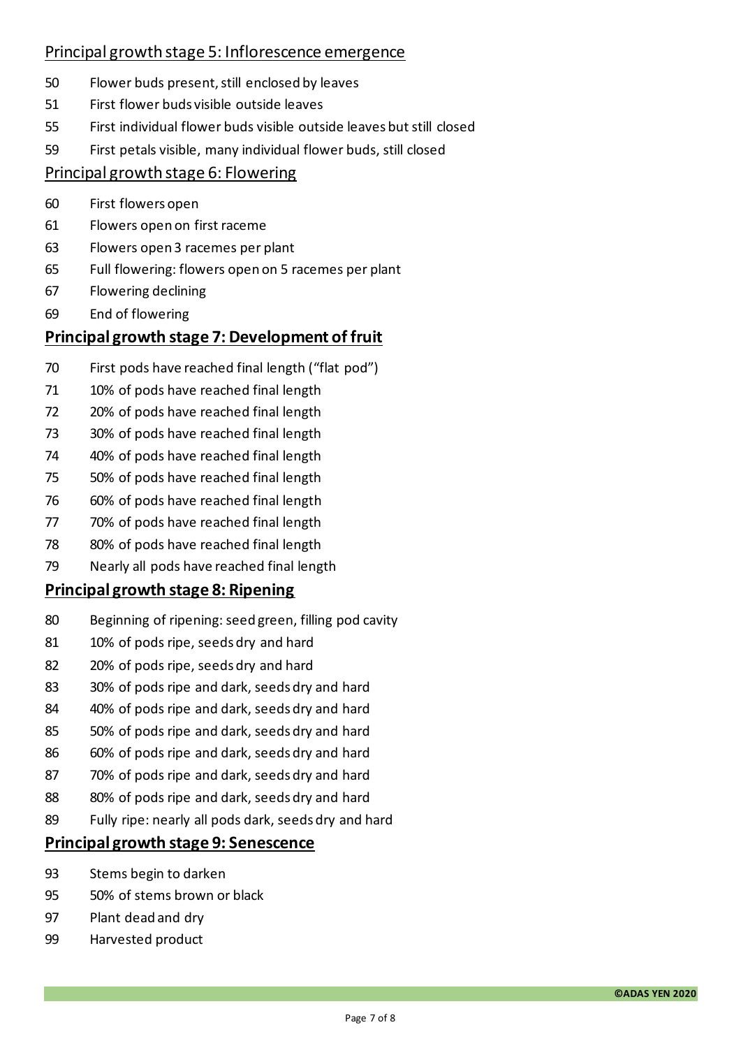## Principal growth stage 5: Inflorescence emergence

50 Flower buds present, still enclosed by leaves

51 First flower buds visible outside leaves

55 First individual flower buds visible outside leaves but still closed

59 First petals visible, many individual flower buds, still closed

## Principal growth stage 6: Flowering

60 First flowers open

61 Flowers open on first raceme

63 Flowers open 3 racemes per plant

65 Full flowering: flowers open on 5 racemes per plant

67 Flowering declining

69 End of flowering

## **Principal growth stage 7: Development of fruit**

70 First pods have reached final length ("flat pod")

71 10% of pods have reached final length

72 20% of pods have reached final length

73 30% of pods have reached final length

74 40% of pods have reached final length

75 50% of pods have reached final length

76 60% of pods have reached final length

77 70% of pods have reached final length

78 80% of pods have reached final length

79 Nearly all pods have reached final length

## **Principal growth stage 8: Ripening**

80 Beginning of ripening: seed green, filling pod cavity

81 10% of pods ripe, seeds dry and hard

82 20% of pods ripe, seeds dry and hard

83 30% of pods ripe and dark, seeds dry and hard

84 40% of pods ripe and dark, seeds dry and hard

85 50% of pods ripe and dark, seeds dry and hard

86 60% of pods ripe and dark, seeds dry and hard

87 70% of pods ripe and dark, seeds dry and hard

88 80% of pods ripe and dark, seeds dry and hard

89 Fully ripe: nearly all pods dark, seeds dry and hard

## **Principal growth stage 9: Senescence**

93 Stems begin to darken

95 50% of stems brown or black

97 Plant dead and dry

99 Harvested product

**©ADAS YEN 2020**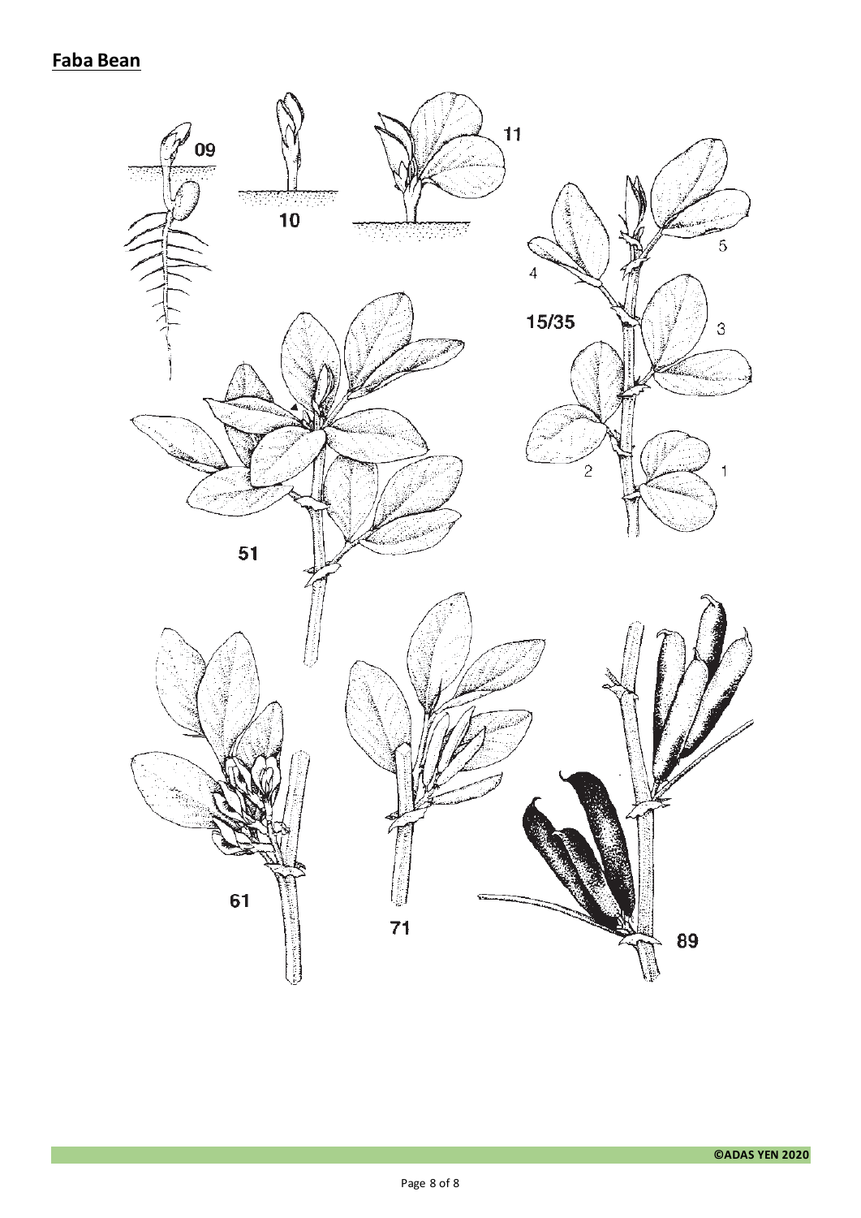## Faba Bean

09

10

11

15/35

1

2

3

4

5

51

61

71

89

©ADAS YEN 2020